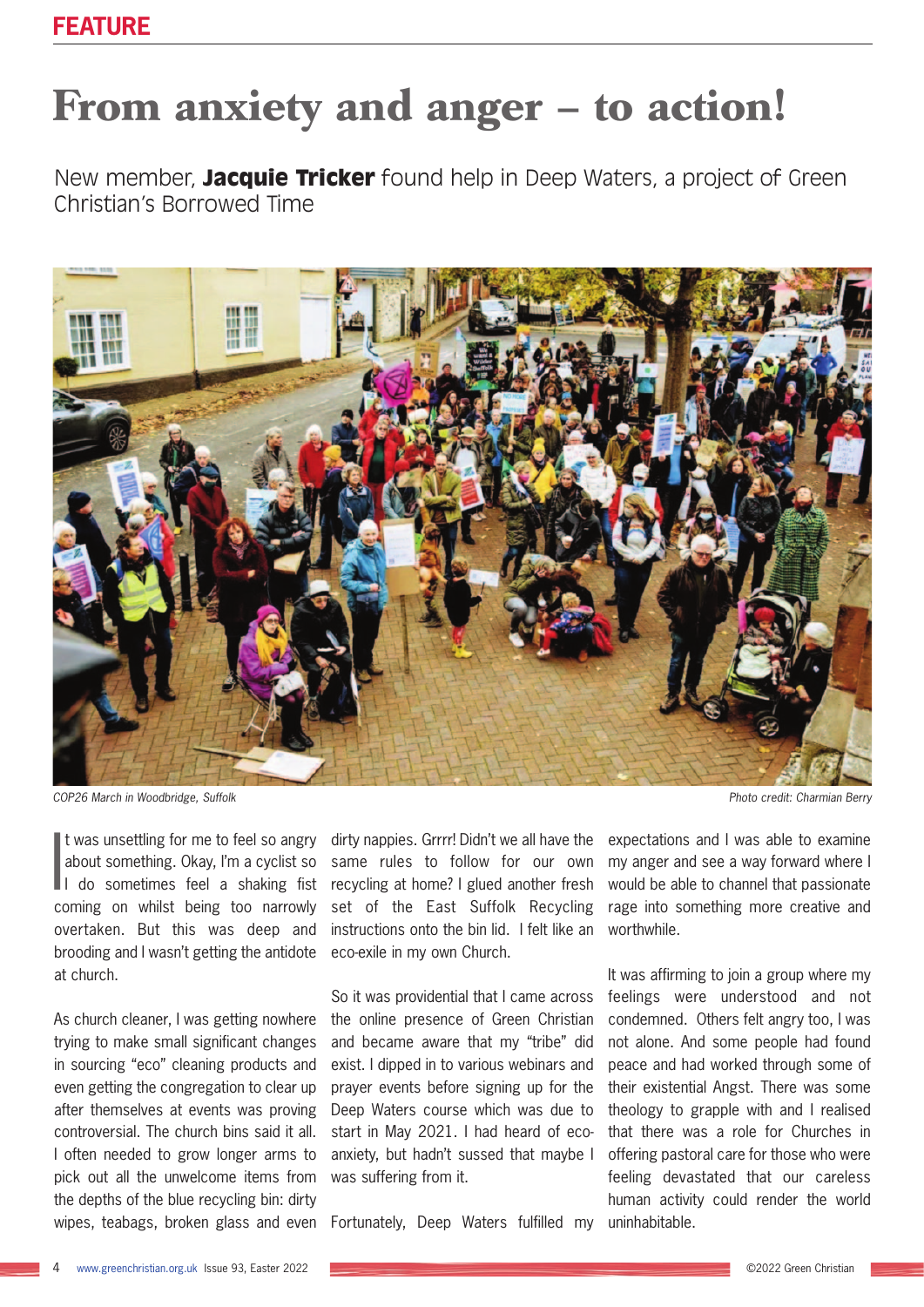FEATURE

# From anxiety and anger – to action!

New member, **Jacquie Tricker** found help in Deep Waters, a project of Green Christian's Borrowed Time

*COP26 March in Woodbridge, Suffolk*

*Photo credit: Charmian Berry*

It was unsettling for me to feel so angry about something. Okay, I'm a cyclist so I do sometimes feel a shaking fist coming on whilst being too narrowly overtaken. But this was deep and brooding and I wasn't getting the antidote at church.

As church cleaner, I was getting nowhere trying to make small significant changes in sourcing "eco" cleaning products and even getting the congregation to clear up after themselves at events was proving controversial. The church bins said it all. I often needed to grow longer arms to pick out all the unwelcome items from the depths of the blue recycling bin: dirty wipes, teabags, broken glass and even dirty nappies. Grrrr! Didn't we all have the same rules to follow for our own recycling at home? I glued another fresh set of the East Suffolk Recycling instructions onto the bin lid. I felt like an eco-exile in my own Church.

So it was providential that I came across the online presence of Green Christian and became aware that my "tribe" did exist. I dipped in to various webinars and prayer events before signing up for the Deep Waters course which was due to start in May 2021. I had heard of eco-anxiety, but hadn't sussed that maybe I was suffering from it.

Fortunately, Deep Waters fulfilled my expectations and I was able to examine my anger and see a way forward where I would be able to channel that passionate rage into something more creative and worthwhile.

It was affirming to join a group where my feelings were understood and not condemned. Others felt angry too, I was not alone. And some people had found peace and had worked through some of their existential Angst. There was some theology to grapple with and I realised that there was a role for Churches in offering pastoral care for those who were feeling devastated that our careless human activity could render the world uninhabitable.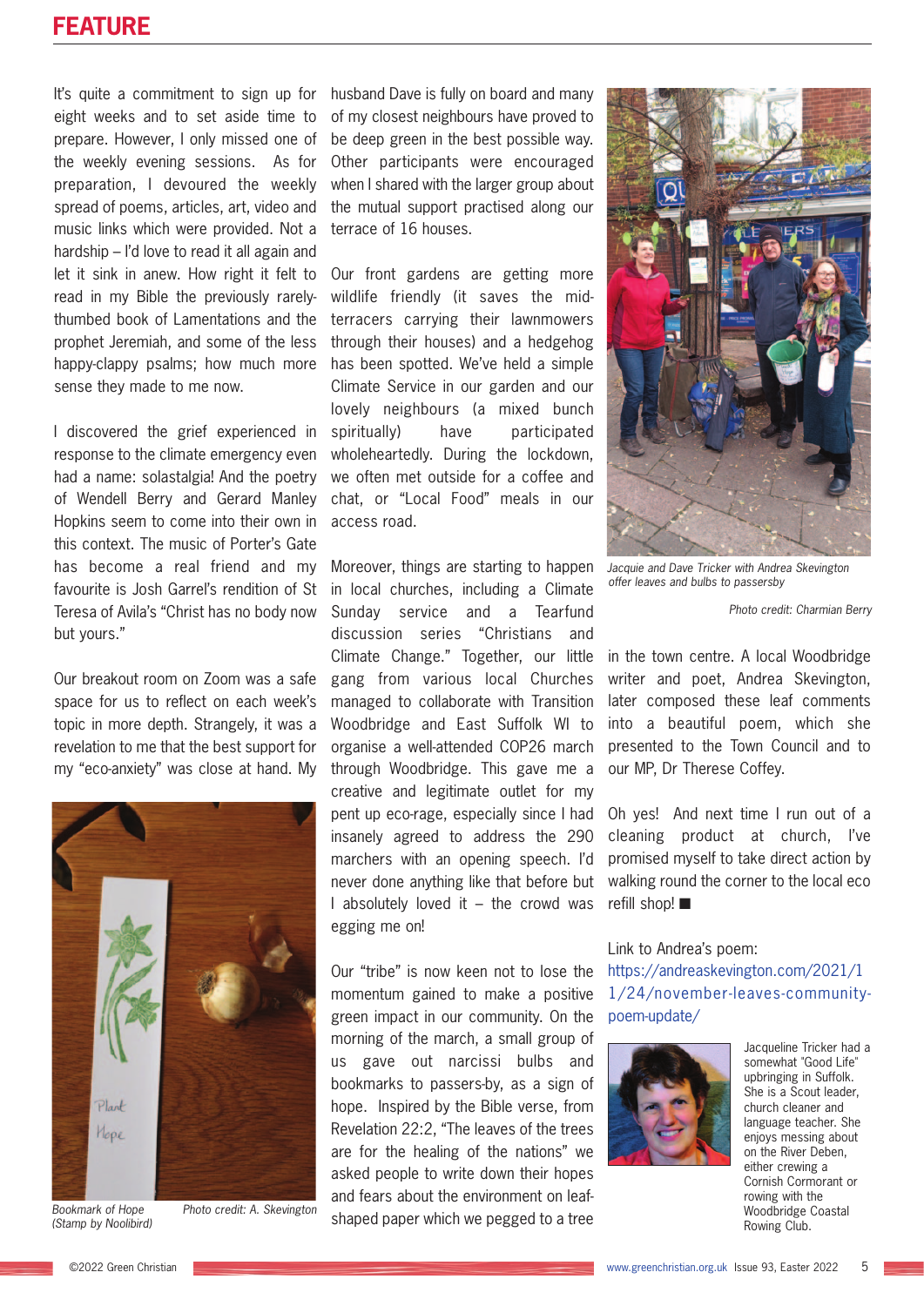It's quite a commitment to sign up for eight weeks and to set aside time to prepare. However, I only missed one of the weekly evening sessions. As for preparation, I devoured the weekly spread of poems, articles, art, video and music links which were provided. Not a hardship – I'd love to read it all again and let it sink in anew. How right it felt to read in my Bible the previously rarely-thumbed book of Lamentations and the prophet Jeremiah, and some of the less happy-clappy psalms; how much more sense they made to me now.

I discovered the grief experienced in response to the climate emergency even had a name: solastalgia! And the poetry of Wendell Berry and Gerard Manley Hopkins seem to come into their own in this context. The music of Porter's Gate has become a real friend and my favourite is Josh Garrel's rendition of St Teresa of Avila's "Christ has no body now but yours."

Our breakout room on Zoom was a safe space for us to reflect on each week's topic in more depth. Strangely, it was a revelation to me that the best support for my "eco-anxiety" was close at hand. My husband Dave is fully on board and many of my closest neighbours have proved to be deep green in the best possible way. Other participants were encouraged when I shared with the larger group about the mutual support practised along our terrace of 16 houses.

*Bookmark of Hope (Stamp by Noolibird)* *Photo credit: A. Skevington*

Our front gardens are getting more wildlife friendly (it saves the mid-terracers carrying their lawnmowers through their houses) and a hedgehog has been spotted. We've held a simple Climate Service in our garden and our lovely neighbours (a mixed bunch spiritually) have participated wholeheartedly. During the lockdown, we often met outside for a coffee and chat, or "Local Food" meals in our access road.

Moreover, things are starting to happen in local churches, including a Climate Sunday service and a Tearfund discussion series "Christians and Climate Change." Together, our little gang from various local Churches managed to collaborate with Transition Woodbridge and East Suffolk WI to organise a well-attended COP26 march through Woodbridge. This gave me a creative and legitimate outlet for my pent up eco-rage, especially since I had insanely agreed to address the 290 marchers with an opening speech. I'd never done anything like that before but I absolutely loved it – the crowd was egging me on!

Our "tribe" is now keen not to lose the momentum gained to make a positive green impact in our community. On the morning of the march, a small group of us gave out narcissi bulbs and bookmarks to passers-by, as a sign of hope. Inspired by the Bible verse, from Revelation 22:2, "The leaves of the trees are for the healing of the nations" we asked people to write down their hopes and fears about the environment on leaf-shaped paper which we pegged to a tree in the town centre. A local Woodbridge writer and poet, Andrea Skevington, later composed these leaf comments into a beautiful poem, which she presented to the Town Council and to our MP, Dr Therese Coffey.

*Jacquie and Dave Tricker with Andrea Skevington offer leaves and bulbs to passersby*

*Photo credit: Charmian Berry*

Oh yes! And next time I run out of a cleaning product at church, I've promised myself to take direct action by walking round the corner to the local eco refill shop! ■

Link to Andrea's poem:
https://andreaskevington.com/2021/11/24/november-leaves-community-poem-update/

Jacqueline Tricker had a somewhat "Good Life" upbringing in Suffolk. She is a Scout leader, church cleaner and language teacher. She enjoys messing about on the River Deben, either crewing a Cornish Cormorant or rowing with the Woodbridge Coastal Rowing Club.